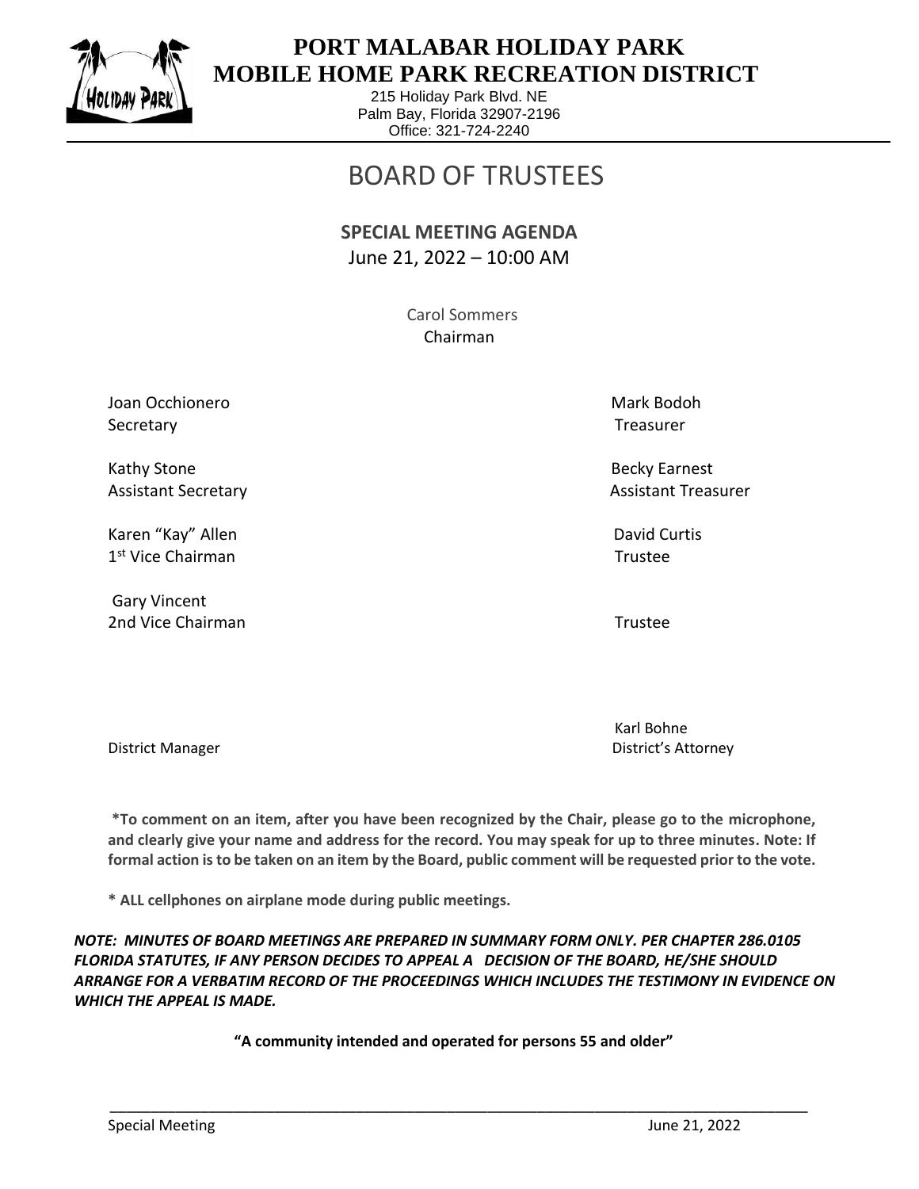# PORT MALABAR HOLIDAY PARK
# MOBILE HOME PARK RECREATION DISTRICT

215 Holiday Park Blvd. NE
Palm Bay, Florida 32907-2196
Office: 321-724-2240

# BOARD OF TRUSTEES

**SPECIAL MEETING AGENDA**
June 21, 2022 – 10:00 AM

Carol Sommers
Chairman

| | |
|---|---|
| Joan Occhionero<br>Secretary | Mark Bodoh<br>Treasurer |
| Kathy Stone<br>Assistant Secretary | Becky Earnest<br>Assistant Treasurer |
| Karen "Kay" Allen<br>1st Vice Chairman | David Curtis<br>Trustee |
| Gary Vincent<br>2nd Vice Chairman | Trustee |
| District Manager | Karl Bohne<br>District's Attorney |

**\*To comment on an item, after you have been recognized by the Chair, please go to the microphone, and clearly give your name and address for the record. You may speak for up to three minutes. Note: If formal action is to be taken on an item by the Board, public comment will be requested prior to the vote.**

**\* ALL cellphones on airplane mode during public meetings.**

***NOTE: MINUTES OF BOARD MEETINGS ARE PREPARED IN SUMMARY FORM ONLY. PER CHAPTER 286.0105 FLORIDA STATUTES, IF ANY PERSON DECIDES TO APPEAL A DECISION OF THE BOARD, HE/SHE SHOULD ARRANGE FOR A VERBATIM RECORD OF THE PROCEEDINGS WHICH INCLUDES THE TESTIMONY IN EVIDENCE ON WHICH THE APPEAL IS MADE.***

**"A community intended and operated for persons 55 and older"**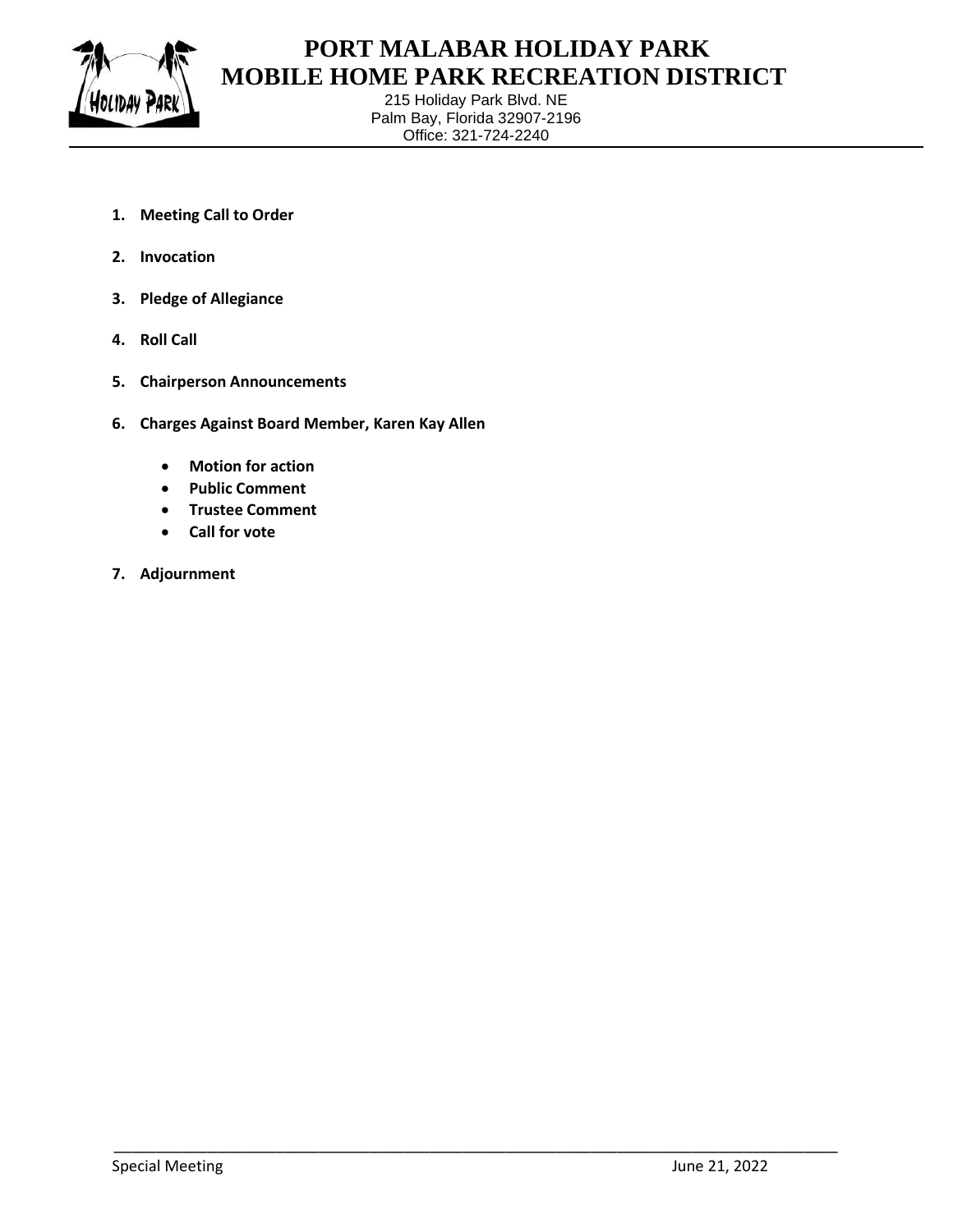# PORT MALABAR HOLIDAY PARK
# MOBILE HOME PARK RECREATION DISTRICT

215 Holiday Park Blvd. NE
Palm Bay, Florida 32907-2196
Office: 321-724-2240

1. **Meeting Call to Order**
2. **Invocation**
3. **Pledge of Allegiance**
4. **Roll Call**
5. **Chairperson Announcements**
6. **Charges Against Board Member, Karen Kay Allen**
   - **Motion for action**
   - **Public Comment**
   - **Trustee Comment**
   - **Call for vote**
7. **Adjournment**

Special Meeting June 21, 2022